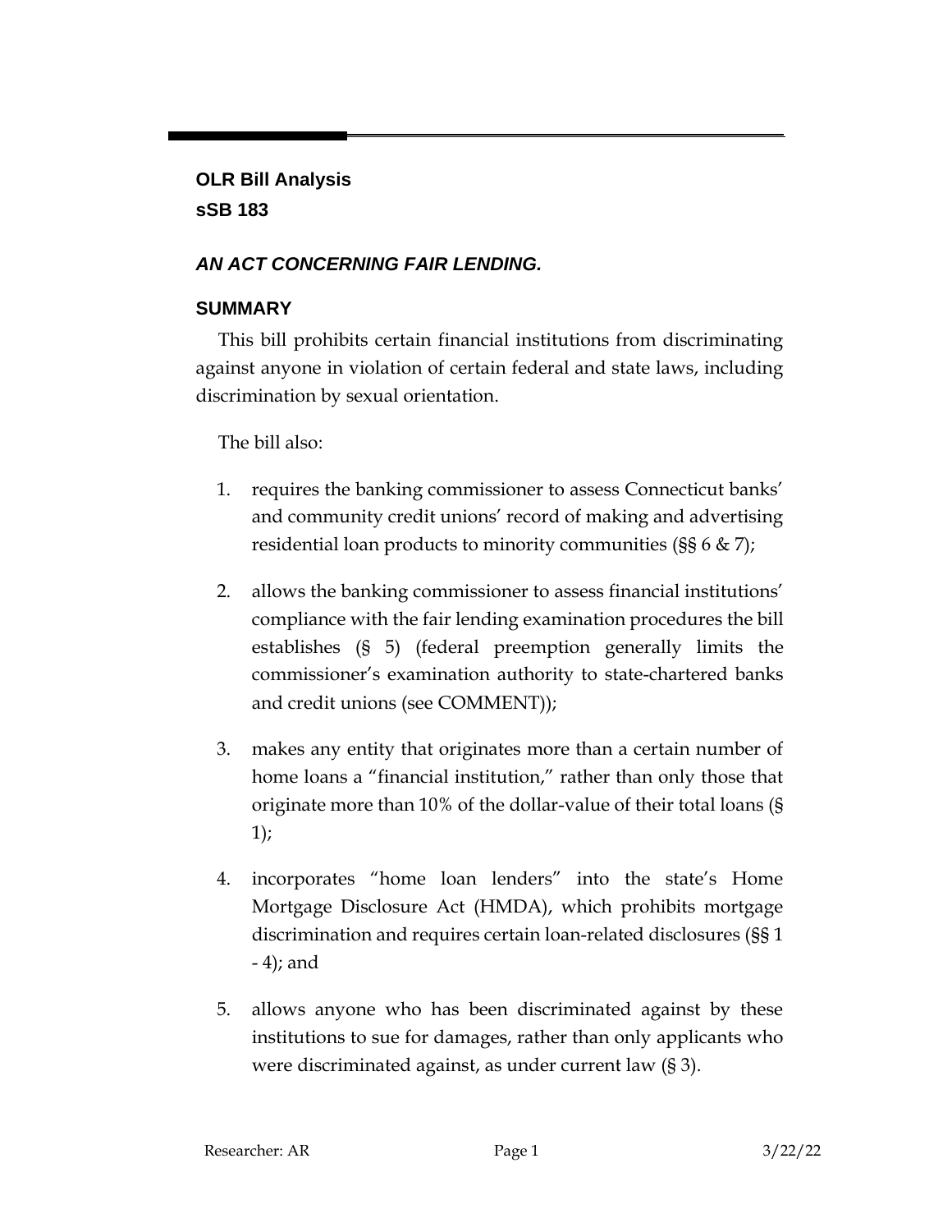**OLR Bill Analysis**
**sSB 183**

***AN ACT CONCERNING FAIR LENDING.***

## SUMMARY

This bill prohibits certain financial institutions from discriminating against anyone in violation of certain federal and state laws, including discrimination by sexual orientation.

The bill also:

1. requires the banking commissioner to assess Connecticut banks' and community credit unions' record of making and advertising residential loan products to minority communities (§§ 6 & 7);
2. allows the banking commissioner to assess financial institutions' compliance with the fair lending examination procedures the bill establishes (§ 5) (federal preemption generally limits the commissioner's examination authority to state-chartered banks and credit unions (see COMMENT));
3. makes any entity that originates more than a certain number of home loans a "financial institution," rather than only those that originate more than 10% of the dollar-value of their total loans (§ 1);
4. incorporates "home loan lenders" into the state's Home Mortgage Disclosure Act (HMDA), which prohibits mortgage discrimination and requires certain loan-related disclosures (§§ 1 - 4); and
5. allows anyone who has been discriminated against by these institutions to sue for damages, rather than only applicants who were discriminated against, as under current law (§ 3).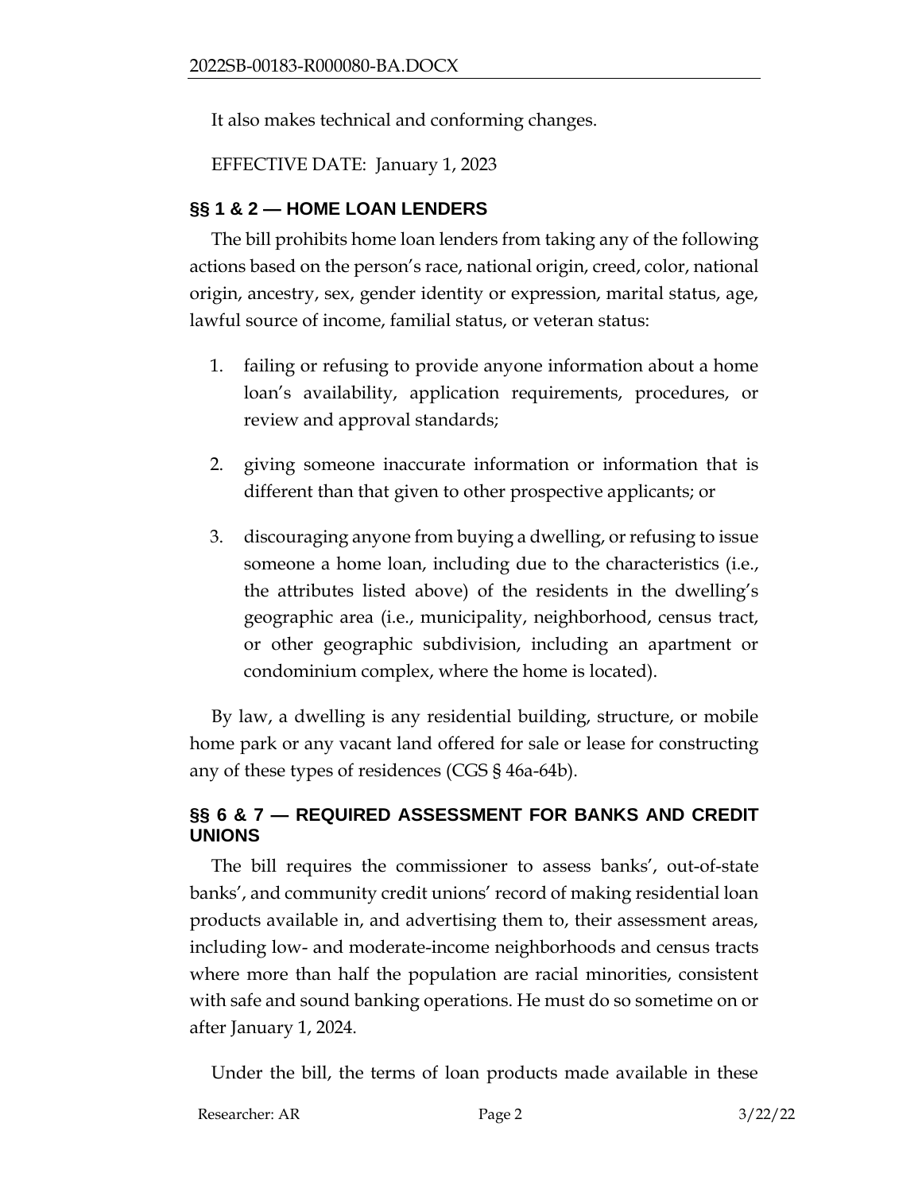It also makes technical and conforming changes.

EFFECTIVE DATE: January 1, 2023

### §§ 1 & 2 — HOME LOAN LENDERS

The bill prohibits home loan lenders from taking any of the following actions based on the person's race, national origin, creed, color, national origin, ancestry, sex, gender identity or expression, marital status, age, lawful source of income, familial status, or veteran status:

1. failing or refusing to provide anyone information about a home loan's availability, application requirements, procedures, or review and approval standards;

2. giving someone inaccurate information or information that is different than that given to other prospective applicants; or

3. discouraging anyone from buying a dwelling, or refusing to issue someone a home loan, including due to the characteristics (i.e., the attributes listed above) of the residents in the dwelling's geographic area (i.e., municipality, neighborhood, census tract, or other geographic subdivision, including an apartment or condominium complex, where the home is located).

By law, a dwelling is any residential building, structure, or mobile home park or any vacant land offered for sale or lease for constructing any of these types of residences (CGS § 46a-64b).

### §§ 6 & 7 — REQUIRED ASSESSMENT FOR BANKS AND CREDIT UNIONS

The bill requires the commissioner to assess banks', out-of-state banks', and community credit unions' record of making residential loan products available in, and advertising them to, their assessment areas, including low- and moderate-income neighborhoods and census tracts where more than half the population are racial minorities, consistent with safe and sound banking operations. He must do so sometime on or after January 1, 2024.

Under the bill, the terms of loan products made available in these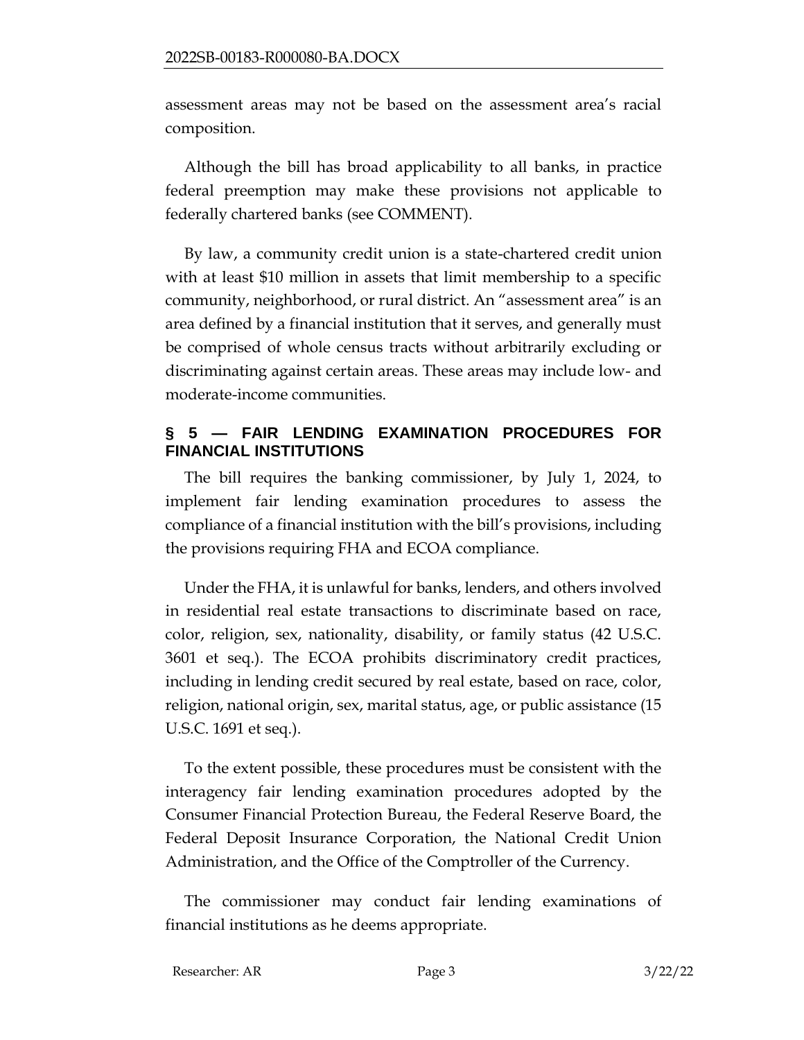assessment areas may not be based on the assessment area's racial composition.

Although the bill has broad applicability to all banks, in practice federal preemption may make these provisions not applicable to federally chartered banks (see COMMENT).

By law, a community credit union is a state-chartered credit union with at least $10 million in assets that limit membership to a specific community, neighborhood, or rural district. An "assessment area" is an area defined by a financial institution that it serves, and generally must be comprised of whole census tracts without arbitrarily excluding or discriminating against certain areas. These areas may include low- and moderate-income communities.

## § 5 — FAIR LENDING EXAMINATION PROCEDURES FOR FINANCIAL INSTITUTIONS

The bill requires the banking commissioner, by July 1, 2024, to implement fair lending examination procedures to assess the compliance of a financial institution with the bill's provisions, including the provisions requiring FHA and ECOA compliance.

Under the FHA, it is unlawful for banks, lenders, and others involved in residential real estate transactions to discriminate based on race, color, religion, sex, nationality, disability, or family status (42 U.S.C. 3601 et seq.). The ECOA prohibits discriminatory credit practices, including in lending credit secured by real estate, based on race, color, religion, national origin, sex, marital status, age, or public assistance (15 U.S.C. 1691 et seq.).

To the extent possible, these procedures must be consistent with the interagency fair lending examination procedures adopted by the Consumer Financial Protection Bureau, the Federal Reserve Board, the Federal Deposit Insurance Corporation, the National Credit Union Administration, and the Office of the Comptroller of the Currency.

The commissioner may conduct fair lending examinations of financial institutions as he deems appropriate.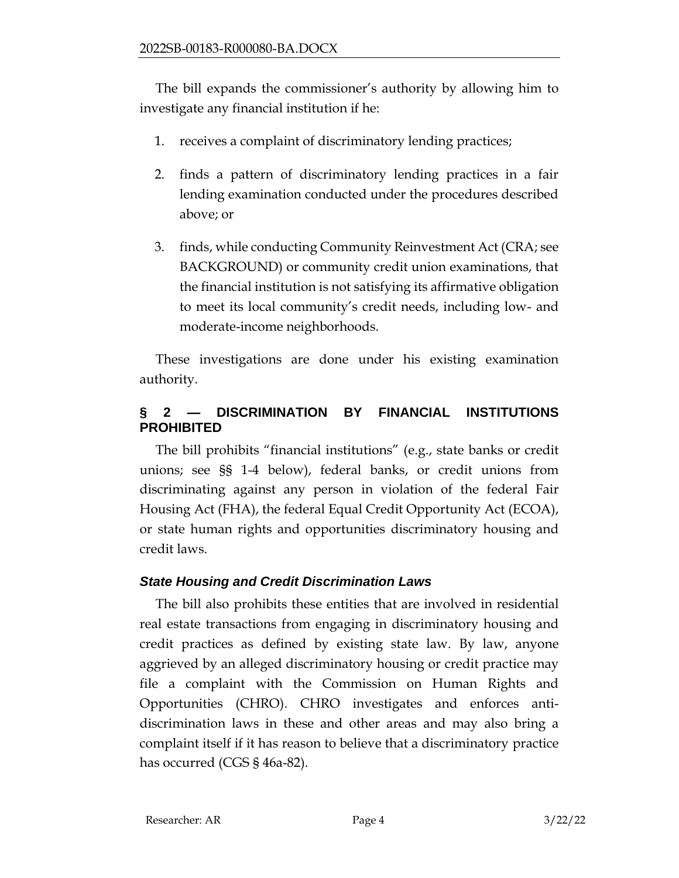The bill expands the commissioner's authority by allowing him to investigate any financial institution if he:

1. receives a complaint of discriminatory lending practices;
2. finds a pattern of discriminatory lending practices in a fair lending examination conducted under the procedures described above; or
3. finds, while conducting Community Reinvestment Act (CRA; see BACKGROUND) or community credit union examinations, that the financial institution is not satisfying its affirmative obligation to meet its local community's credit needs, including low- and moderate-income neighborhoods.

These investigations are done under his existing examination authority.

## § 2 — DISCRIMINATION BY FINANCIAL INSTITUTIONS PROHIBITED

The bill prohibits "financial institutions" (e.g., state banks or credit unions; see §§ 1-4 below), federal banks, or credit unions from discriminating against any person in violation of the federal Fair Housing Act (FHA), the federal Equal Credit Opportunity Act (ECOA), or state human rights and opportunities discriminatory housing and credit laws.

### *State Housing and Credit Discrimination Laws*

The bill also prohibits these entities that are involved in residential real estate transactions from engaging in discriminatory housing and credit practices as defined by existing state law. By law, anyone aggrieved by an alleged discriminatory housing or credit practice may file a complaint with the Commission on Human Rights and Opportunities (CHRO). CHRO investigates and enforces anti-discrimination laws in these and other areas and may also bring a complaint itself if it has reason to believe that a discriminatory practice has occurred (CGS § 46a-82).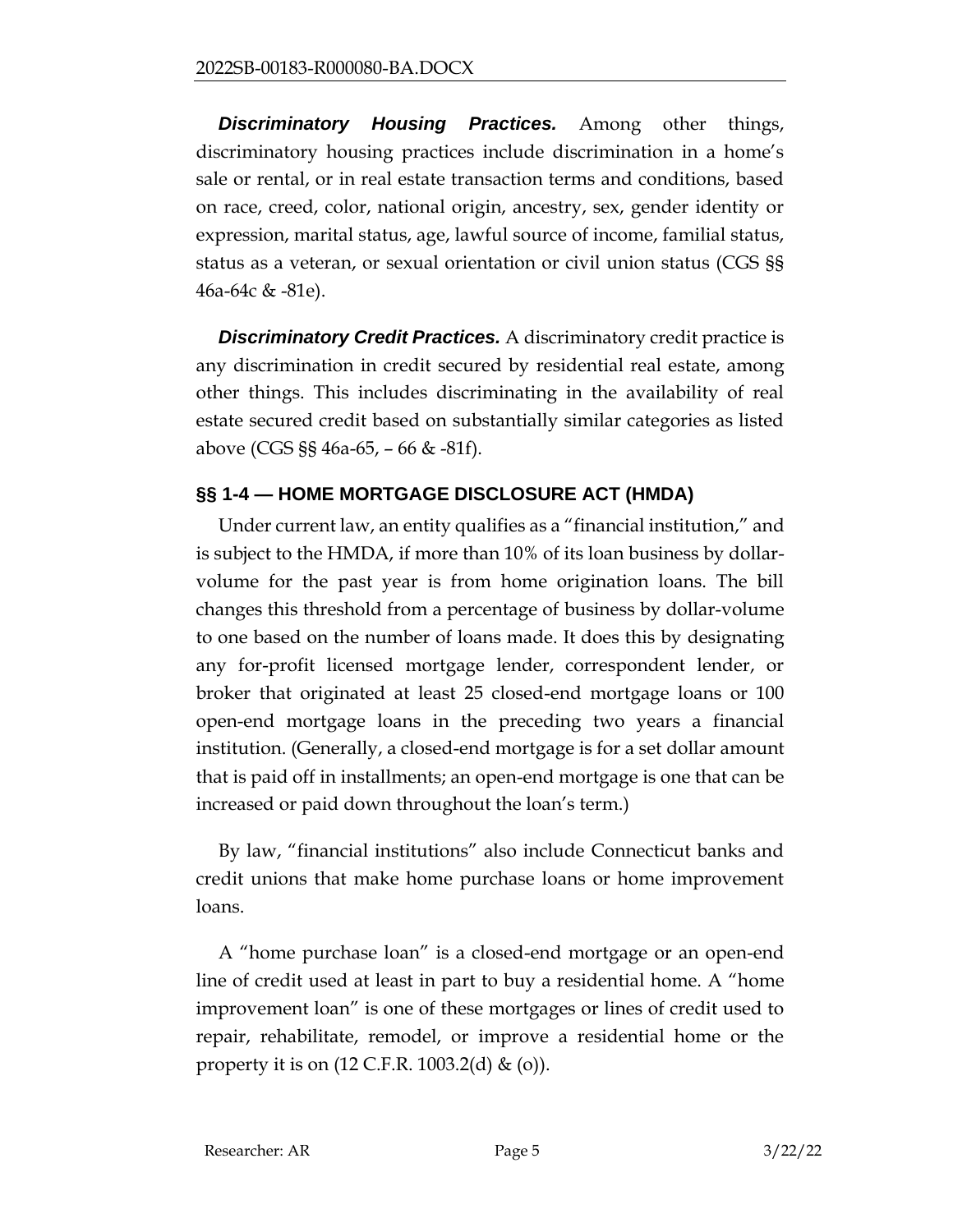***Discriminatory Housing Practices.*** Among other things, discriminatory housing practices include discrimination in a home's sale or rental, or in real estate transaction terms and conditions, based on race, creed, color, national origin, ancestry, sex, gender identity or expression, marital status, age, lawful source of income, familial status, status as a veteran, or sexual orientation or civil union status (CGS §§ 46a-64c & -81e).

***Discriminatory Credit Practices.*** A discriminatory credit practice is any discrimination in credit secured by residential real estate, among other things. This includes discriminating in the availability of real estate secured credit based on substantially similar categories as listed above (CGS §§ 46a-65, – 66 & -81f).

## §§ 1-4 — HOME MORTGAGE DISCLOSURE ACT (HMDA)

Under current law, an entity qualifies as a "financial institution," and is subject to the HMDA, if more than 10% of its loan business by dollar-volume for the past year is from home origination loans. The bill changes this threshold from a percentage of business by dollar-volume to one based on the number of loans made. It does this by designating any for-profit licensed mortgage lender, correspondent lender, or broker that originated at least 25 closed-end mortgage loans or 100 open-end mortgage loans in the preceding two years a financial institution. (Generally, a closed-end mortgage is for a set dollar amount that is paid off in installments; an open-end mortgage is one that can be increased or paid down throughout the loan's term.)

By law, "financial institutions" also include Connecticut banks and credit unions that make home purchase loans or home improvement loans.

A "home purchase loan" is a closed-end mortgage or an open-end line of credit used at least in part to buy a residential home. A "home improvement loan" is one of these mortgages or lines of credit used to repair, rehabilitate, remodel, or improve a residential home or the property it is on (12 C.F.R. 1003.2(d) & (o)).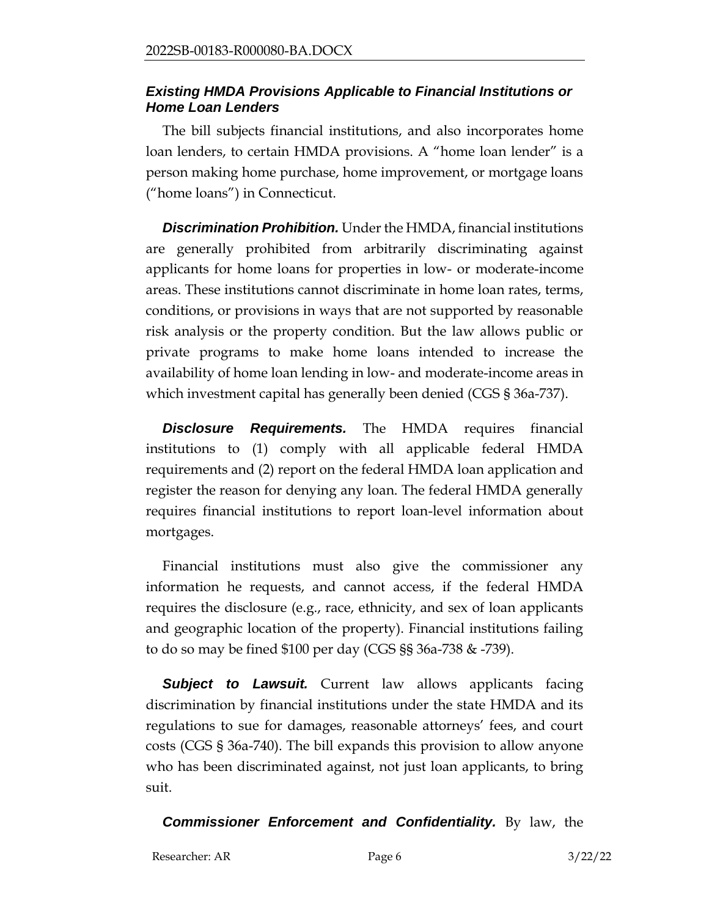### *Existing HMDA Provisions Applicable to Financial Institutions or Home Loan Lenders*

The bill subjects financial institutions, and also incorporates home loan lenders, to certain HMDA provisions. A "home loan lender" is a person making home purchase, home improvement, or mortgage loans ("home loans") in Connecticut.

***Discrimination Prohibition.*** Under the HMDA, financial institutions are generally prohibited from arbitrarily discriminating against applicants for home loans for properties in low- or moderate-income areas. These institutions cannot discriminate in home loan rates, terms, conditions, or provisions in ways that are not supported by reasonable risk analysis or the property condition. But the law allows public or private programs to make home loans intended to increase the availability of home loan lending in low- and moderate-income areas in which investment capital has generally been denied (CGS § 36a-737).

***Disclosure Requirements.*** The HMDA requires financial institutions to (1) comply with all applicable federal HMDA requirements and (2) report on the federal HMDA loan application and register the reason for denying any loan. The federal HMDA generally requires financial institutions to report loan-level information about mortgages.

Financial institutions must also give the commissioner any information he requests, and cannot access, if the federal HMDA requires the disclosure (e.g., race, ethnicity, and sex of loan applicants and geographic location of the property). Financial institutions failing to do so may be fined $100 per day (CGS §§ 36a-738 & -739).

***Subject to Lawsuit.*** Current law allows applicants facing discrimination by financial institutions under the state HMDA and its regulations to sue for damages, reasonable attorneys' fees, and court costs (CGS § 36a-740). The bill expands this provision to allow anyone who has been discriminated against, not just loan applicants, to bring suit.

***Commissioner Enforcement and Confidentiality.*** By law, the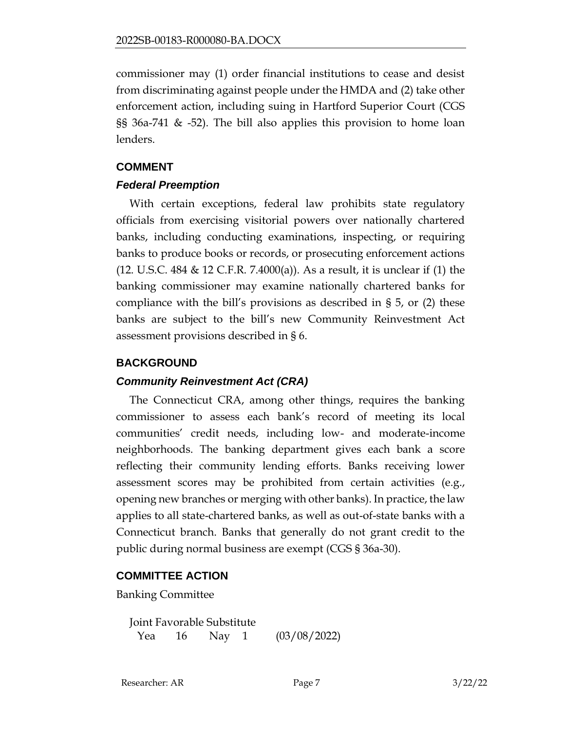commissioner may (1) order financial institutions to cease and desist from discriminating against people under the HMDA and (2) take other enforcement action, including suing in Hartford Superior Court (CGS §§ 36a-741 & -52). The bill also applies this provision to home loan lenders.

## COMMENT

### *Federal Preemption*

With certain exceptions, federal law prohibits state regulatory officials from exercising visitorial powers over nationally chartered banks, including conducting examinations, inspecting, or requiring banks to produce books or records, or prosecuting enforcement actions (12. U.S.C. 484 & 12 C.F.R. 7.4000(a)). As a result, it is unclear if (1) the banking commissioner may examine nationally chartered banks for compliance with the bill's provisions as described in § 5, or (2) these banks are subject to the bill's new Community Reinvestment Act assessment provisions described in § 6.

## BACKGROUND

### *Community Reinvestment Act (CRA)*

The Connecticut CRA, among other things, requires the banking commissioner to assess each bank's record of meeting its local communities' credit needs, including low- and moderate-income neighborhoods. The banking department gives each bank a score reflecting their community lending efforts. Banks receiving lower assessment scores may be prohibited from certain activities (e.g., opening new branches or merging with other banks). In practice, the law applies to all state-chartered banks, as well as out-of-state banks with a Connecticut branch. Banks that generally do not grant credit to the public during normal business are exempt (CGS § 36a-30).

## COMMITTEE ACTION

Banking Committee

| | | | | |
|---|---|---|---|---|
| Joint Favorable Substitute | | | | |
| Yea | 16 | Nay | 1 | (03/08/2022) |